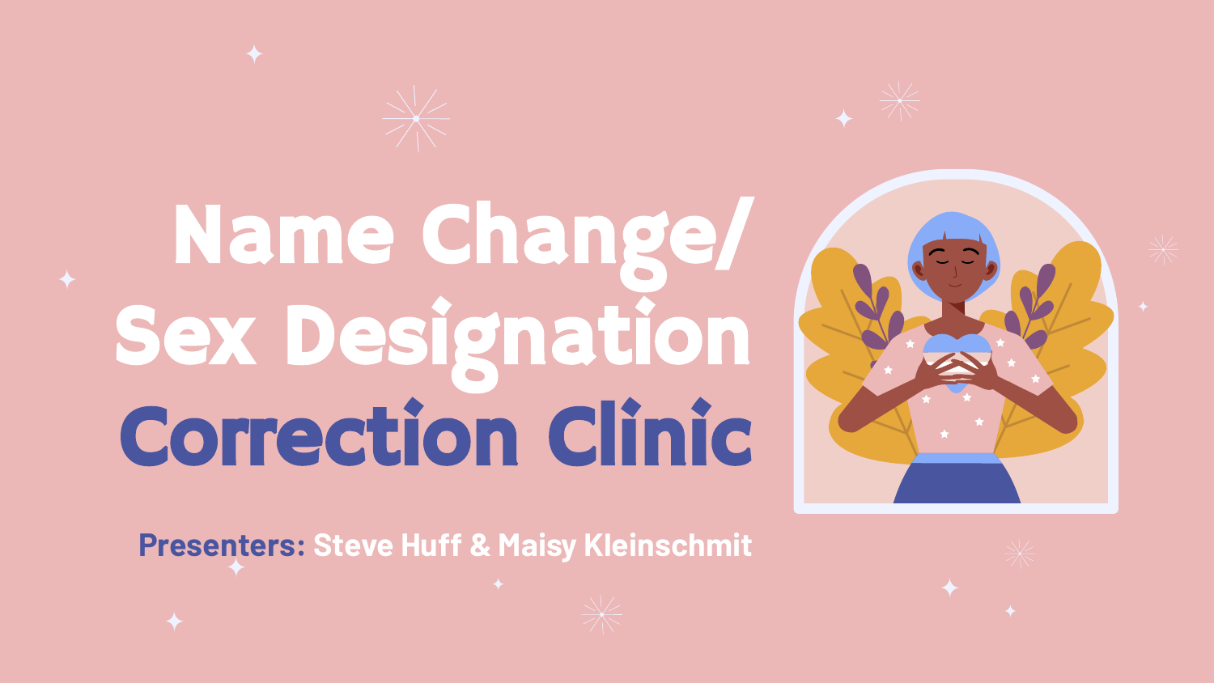# Name Change/ Sex Designation Correction Clinic

**Presenters:** Steve Huff & Maisy Kleinschmit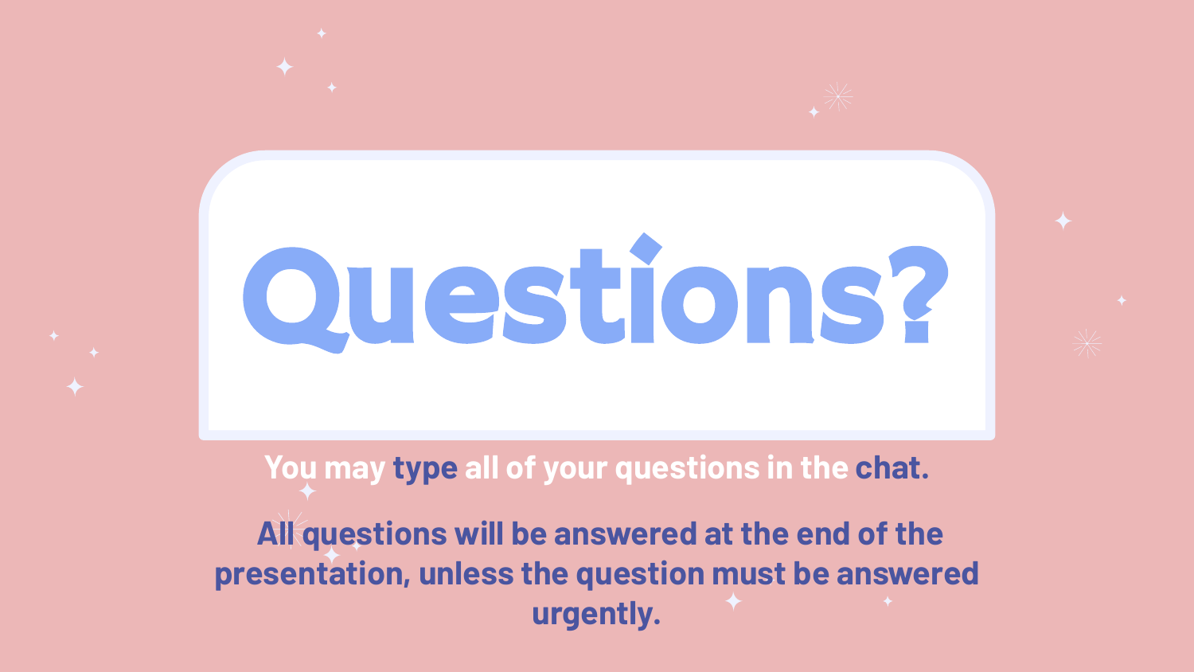# Questions?

You may **type** all of your questions in the **chat.**

**All questions will be answered at the end of the presentation, unless the question must be answered urgently.**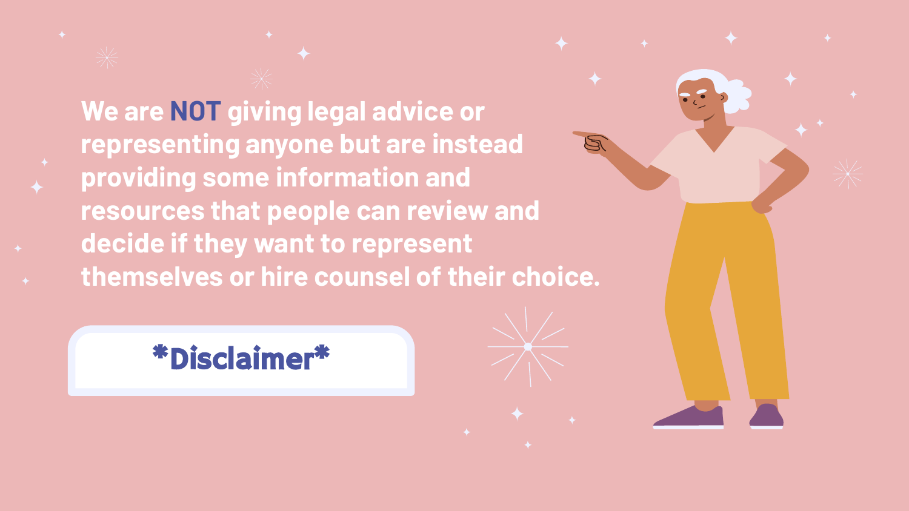We are **NOT** giving legal advice or representing anyone but are instead providing some information and resources that people can review and decide if they want to represent themselves or hire counsel of their choice.

**\*Disclaimer\***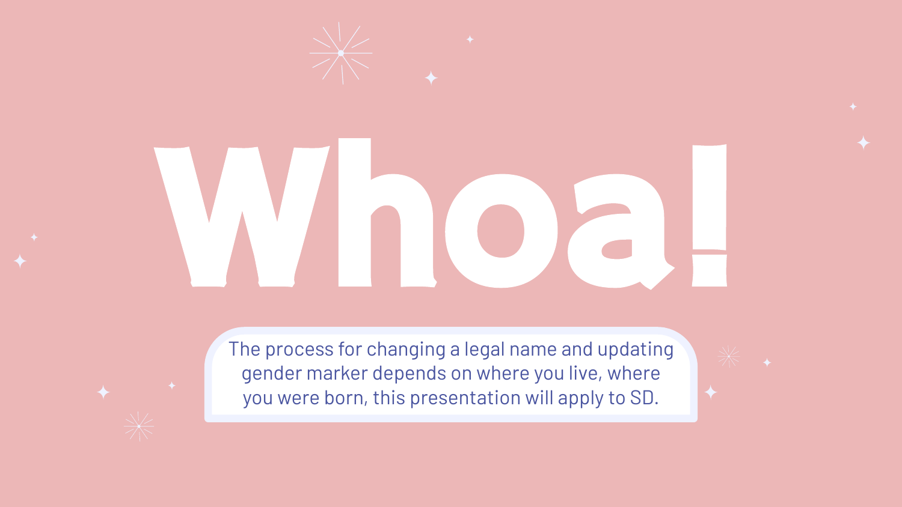# Whoa!

The process for changing a legal name and updating gender marker depends on where you live, where you were born, this presentation will apply to SD.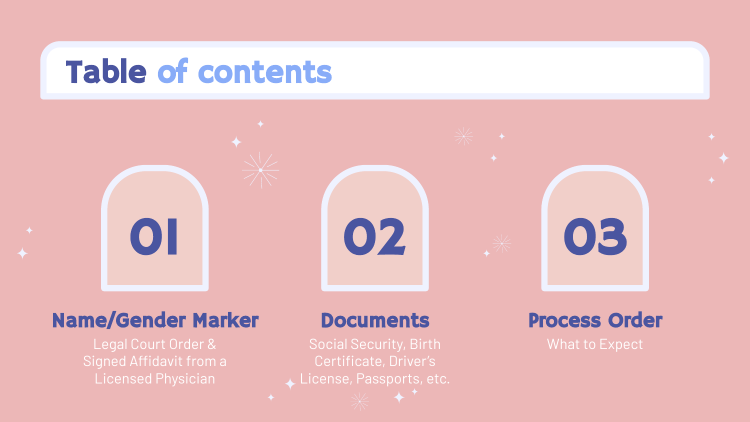# Table of contents

## 01

### Name/Gender Marker

Legal Court Order & Signed Affidavit from a Licensed Physician

## 02

### Documents

Social Security, Birth Certificate, Driver's License, Passports, etc.

## 03

### Process Order

What to Expect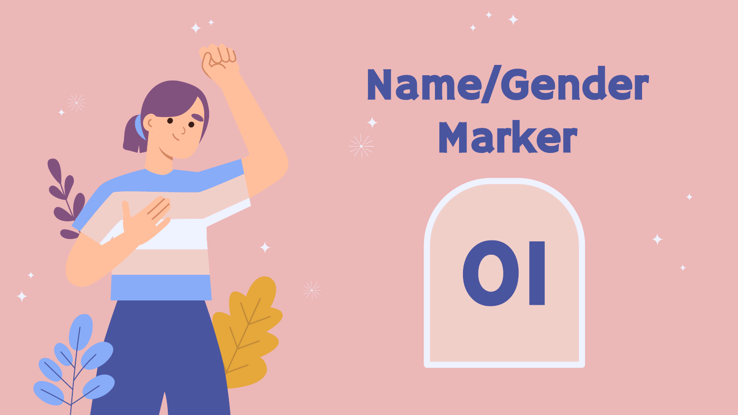# Name/Gender Marker

01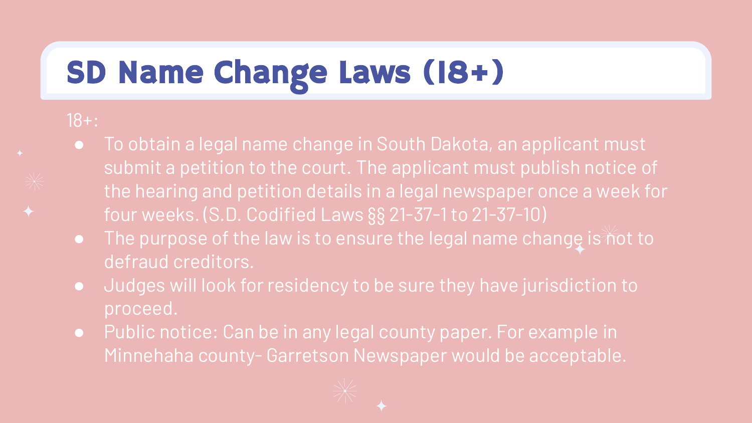# SD Name Change Laws (18+)

18+:

- To obtain a legal name change in South Dakota, an applicant must submit a petition to the court. The applicant must publish notice of the hearing and petition details in a legal newspaper once a week for four weeks. (S.D. Codified Laws §§ 21-37-1 to 21-37-10)
- The purpose of the law is to ensure the legal name change is not to defraud creditors.
- Judges will look for residency to be sure they have jurisdiction to proceed.
- Public notice: Can be in any legal county paper. For example in Minnehaha county- Garretson Newspaper would be acceptable.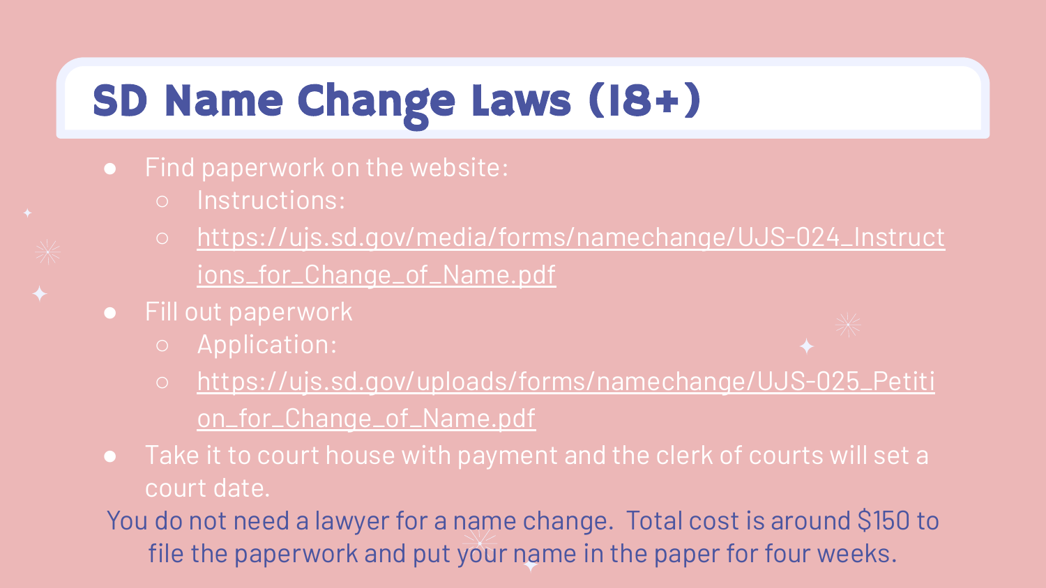# SD Name Change Laws (18+)

- Find paperwork on the website:
  - Instructions:
  - https://ujs.sd.gov/media/forms/namechange/UJS-024_Instructions_for_Change_of_Name.pdf
- Fill out paperwork
  - Application:
  - https://ujs.sd.gov/uploads/forms/namechange/UJS-025_Petition_for_Change_of_Name.pdf
- Take it to court house with payment and the clerk of courts will set a court date.

You do not need a lawyer for a name change. Total cost is around $150 to file the paperwork and put your name in the paper for four weeks.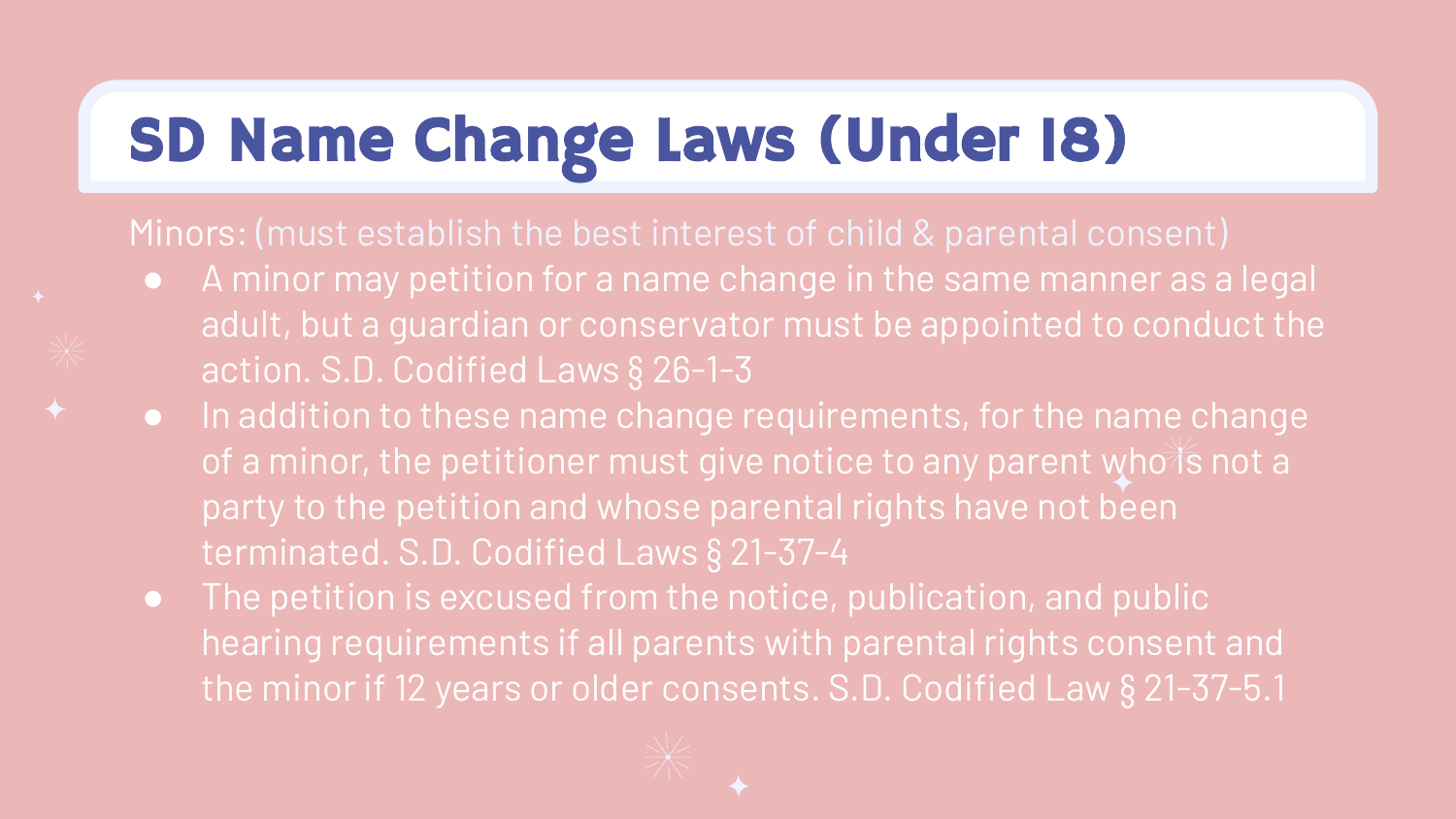# SD Name Change Laws (Under 18)

Minors: (must establish the best interest of child & parental consent)

- A minor may petition for a name change in the same manner as a legal adult, but a guardian or conservator must be appointed to conduct the action. S.D. Codified Laws § 26-1-3
- In addition to these name change requirements, for the name change of a minor, the petitioner must give notice to any parent who is not a party to the petition and whose parental rights have not been terminated. S.D. Codified Laws § 21-37-4
- The petition is excused from the notice, publication, and public hearing requirements if all parents with parental rights consent and the minor if 12 years or older consents. S.D. Codified Law § 21-37-5.1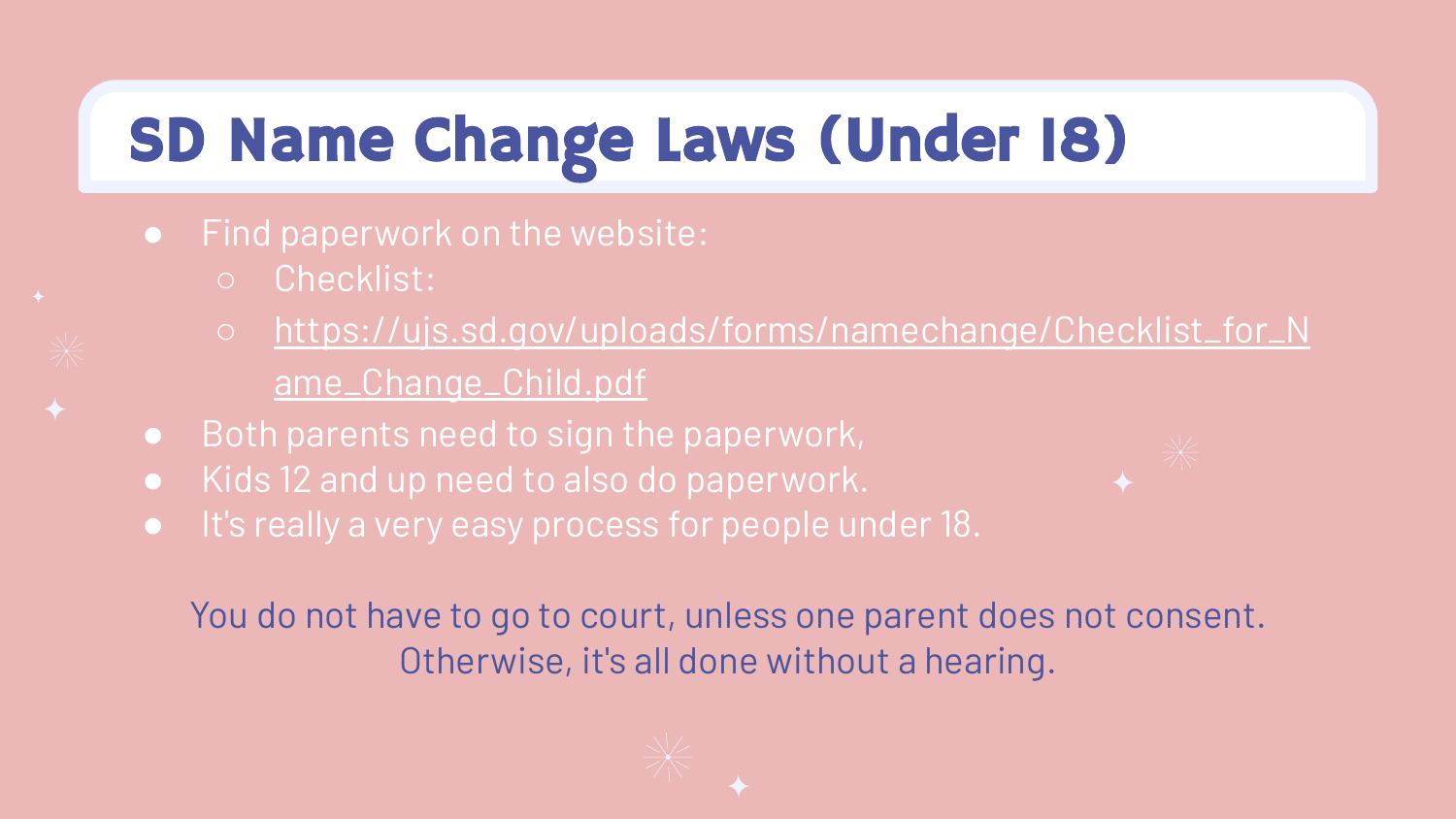# SD Name Change Laws (Under 18)

- Find paperwork on the website:
  - Checklist:
  - https://ujs.sd.gov/uploads/forms/namechange/Checklist_for_Name_Change_Child.pdf
- Both parents need to sign the paperwork,
- Kids 12 and up need to also do paperwork.
- It's really a very easy process for people under 18.

You do not have to go to court, unless one parent does not consent. Otherwise, it's all done without a hearing.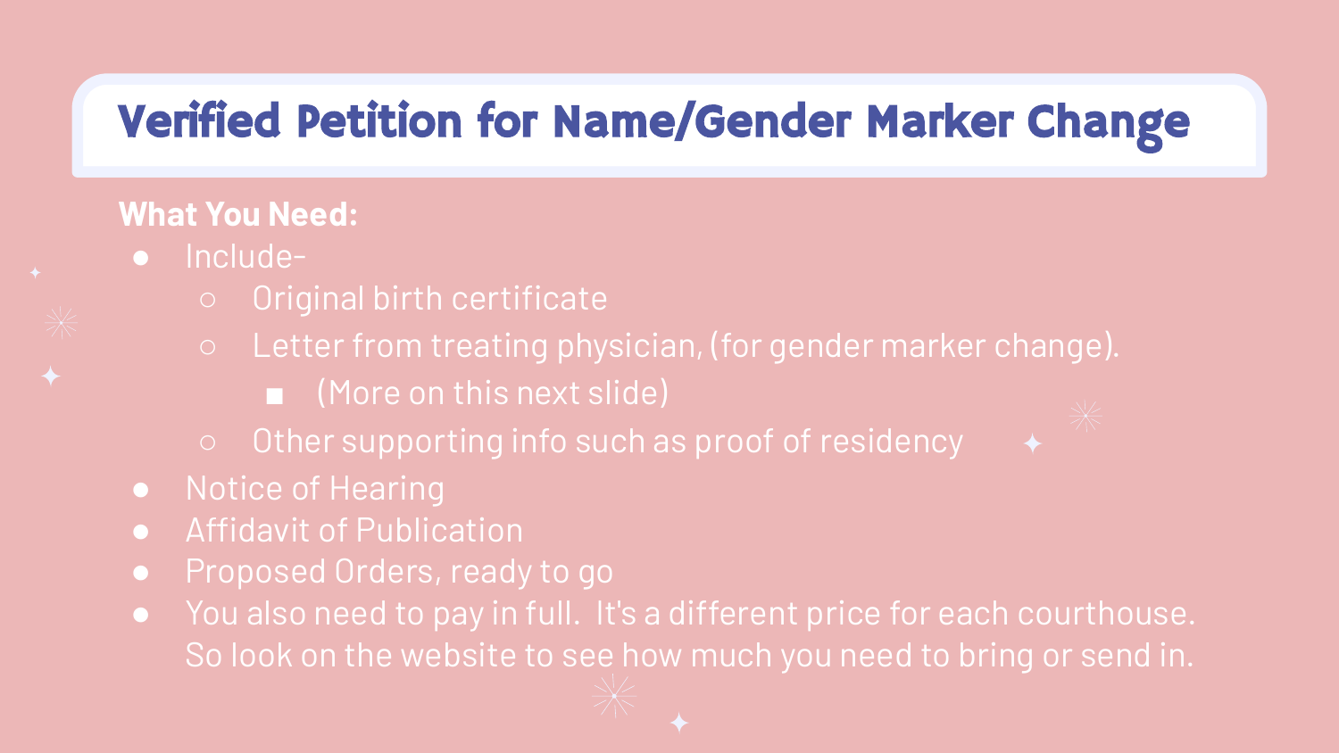# Verified Petition for Name/Gender Marker Change

**What You Need:**

- Include-
  - Original birth certificate
  - Letter from treating physician, (for gender marker change).
    - (More on this next slide)
  - Other supporting info such as proof of residency
- Notice of Hearing
- Affidavit of Publication
- Proposed Orders, ready to go
- You also need to pay in full. It's a different price for each courthouse. So look on the website to see how much you need to bring or send in.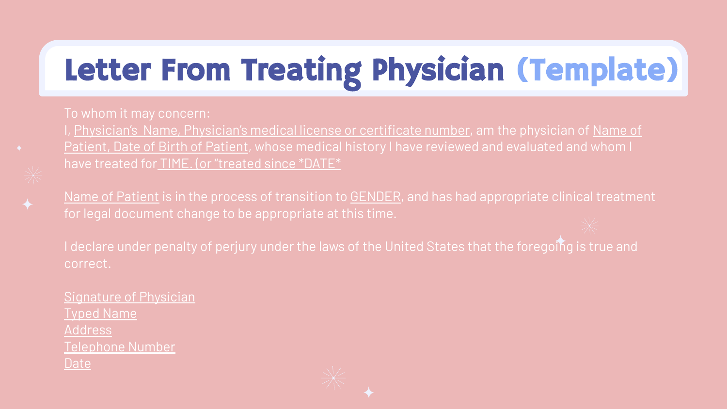# Letter From Treating Physician (Template)

To whom it may concern:

I, <u>Physician's  Name, Physician's medical license or certificate number</u>, am the physician of <u>Name of Patient, Date of Birth of Patient</u>, whose medical history I have reviewed and evaluated and whom I have treated for <u>TIME. (or "treated since *DATE*</u>

<u>Name of Patient</u> is in the process of transition to <u>GENDER</u>, and has had appropriate clinical treatment for legal document change to be appropriate at this time.

I declare under penalty of perjury under the laws of the United States that the foregoing is true and correct.

<u>Signature of Physician</u>
<u>Typed Name</u>
<u>Address</u>
<u>Telephone Number</u>
<u>Date</u>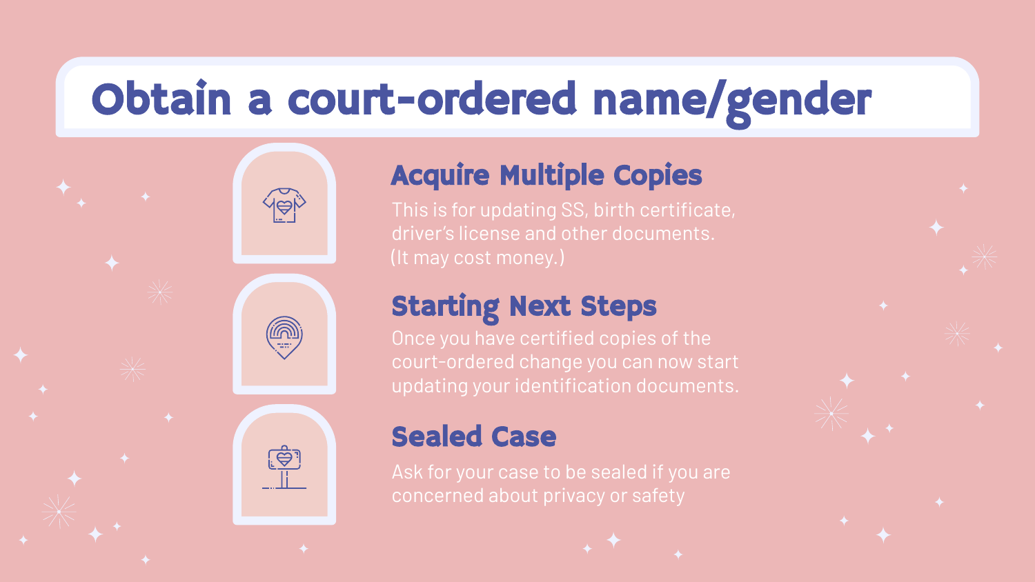# Obtain a court-ordered name/gender

## Acquire Multiple Copies

This is for updating SS, birth certificate, driver's license and other documents. (It may cost money.)

## Starting Next Steps

Once you have certified copies of the court-ordered change you can now start updating your identification documents.

## Sealed Case

Ask for your case to be sealed if you are concerned about privacy or safety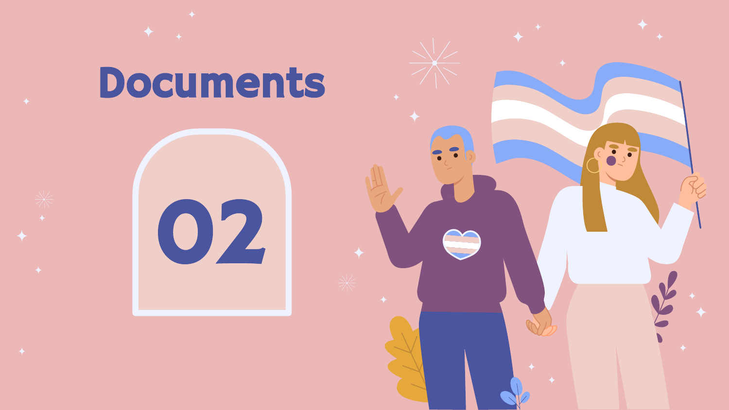# Documents

02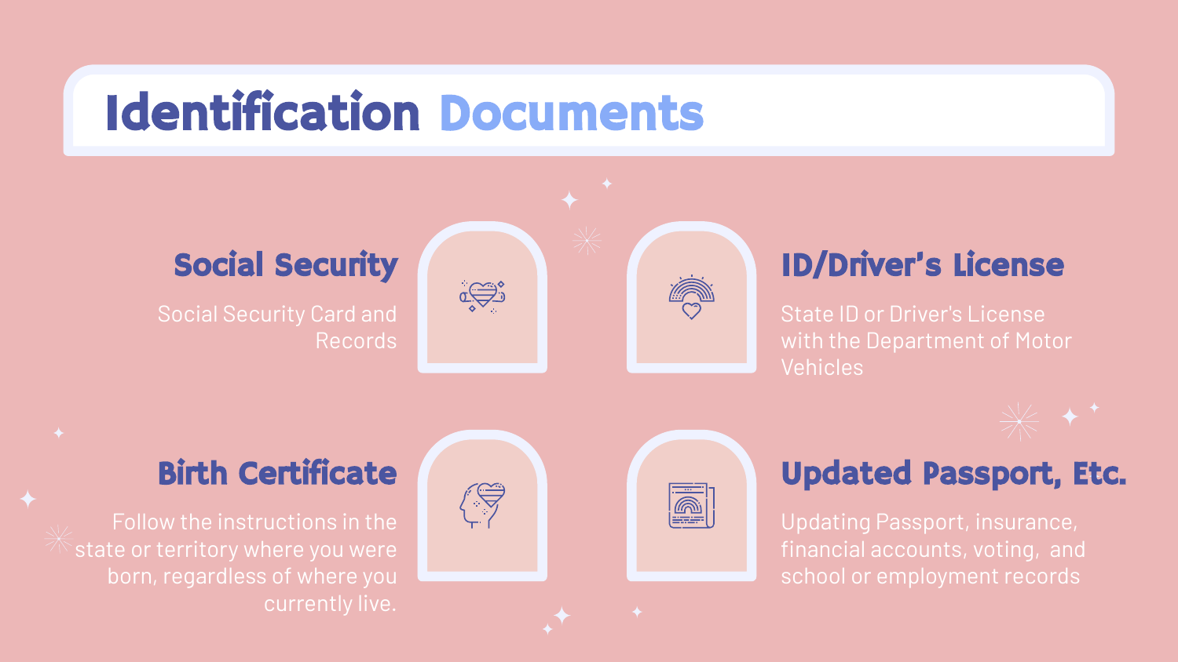# Identification Documents

## Social Security

Social Security Card and Records

## ID/Driver's License

State ID or Driver's License with the Department of Motor Vehicles

## Birth Certificate

Follow the instructions in the state or territory where you were born, regardless of where you currently live.

## Updated Passport, Etc.

Updating Passport, insurance, financial accounts, voting, and school or employment records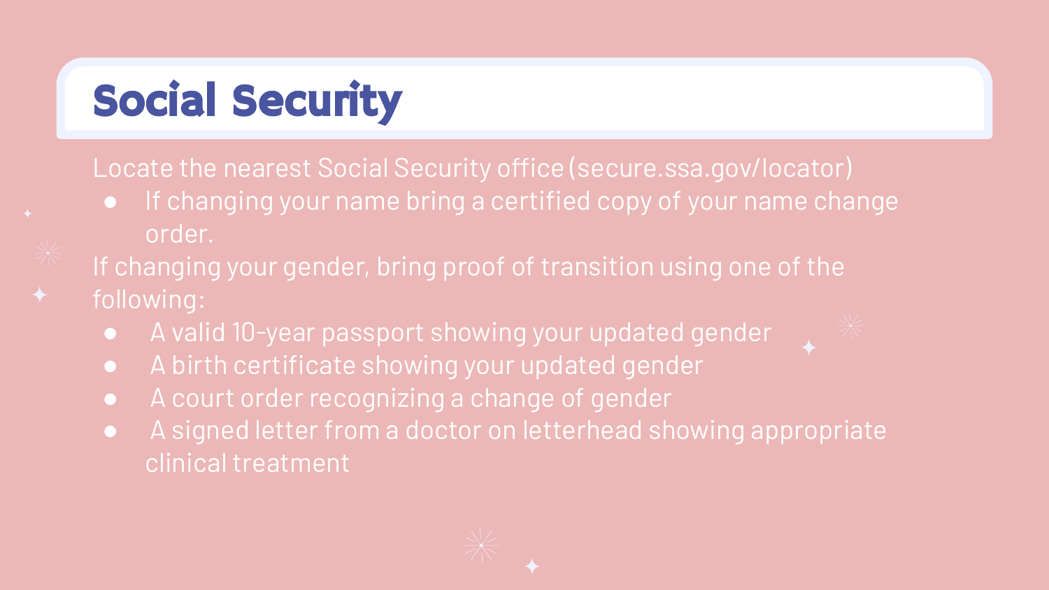# Social Security

Locate the nearest Social Security office (secure.ssa.gov/locator)

- If changing your name bring a certified copy of your name change order.

If changing your gender, bring proof of transition using one of the following:

- A valid 10-year passport showing your updated gender
- A birth certificate showing your updated gender
- A court order recognizing a change of gender
- A signed letter from a doctor on letterhead showing appropriate clinical treatment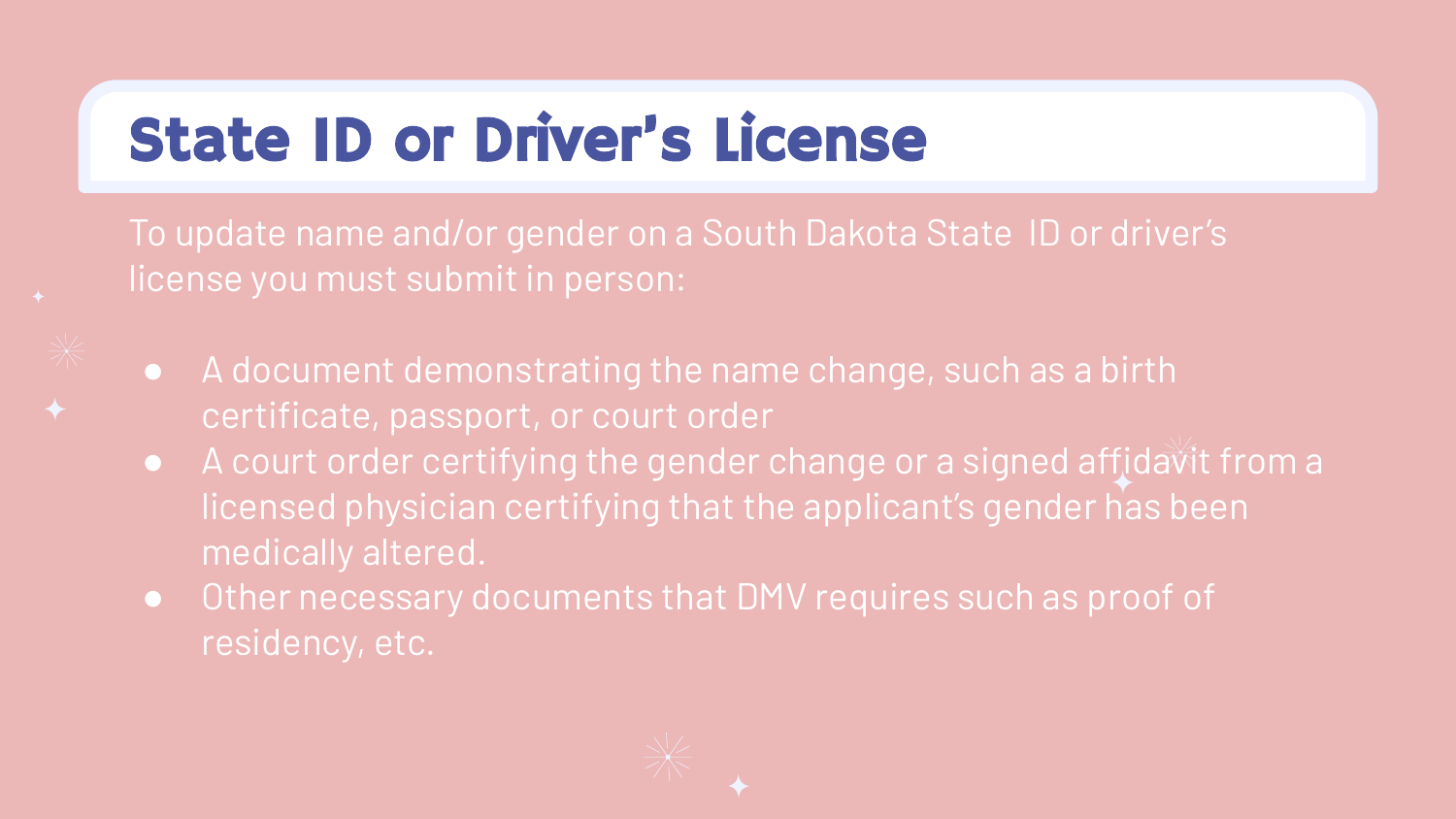# State ID or Driver's License

To update name and/or gender on a South Dakota State ID or driver's license you must submit in person:

- A document demonstrating the name change, such as a birth certificate, passport, or court order
- A court order certifying the gender change or a signed affidavit from a licensed physician certifying that the applicant's gender has been medically altered.
- Other necessary documents that DMV requires such as proof of residency, etc.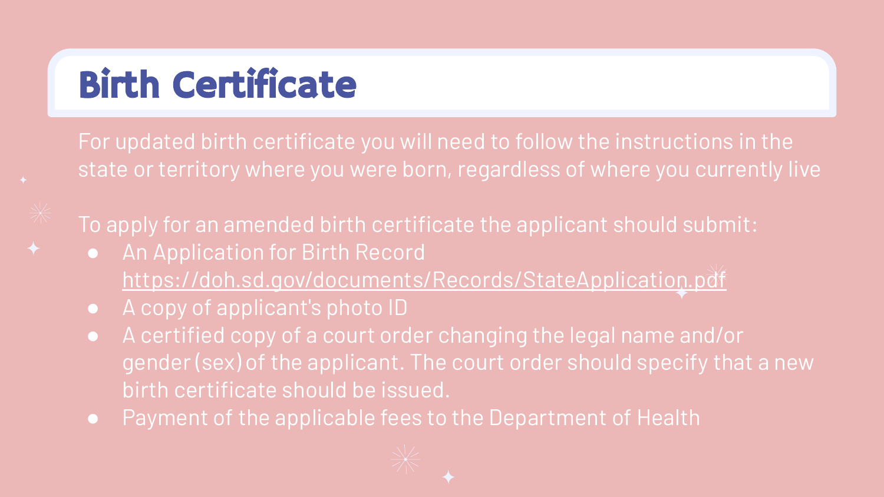# Birth Certificate

For updated birth certificate you will need to follow the instructions in the state or territory where you were born, regardless of where you currently live

To apply for an amended birth certificate the applicant should submit:

- An Application for Birth Record https://doh.sd.gov/documents/Records/StateApplication.pdf
- A copy of applicant's photo ID
- A certified copy of a court order changing the legal name and/or gender (sex) of the applicant. The court order should specify that a new birth certificate should be issued.
- Payment of the applicable fees to the Department of Health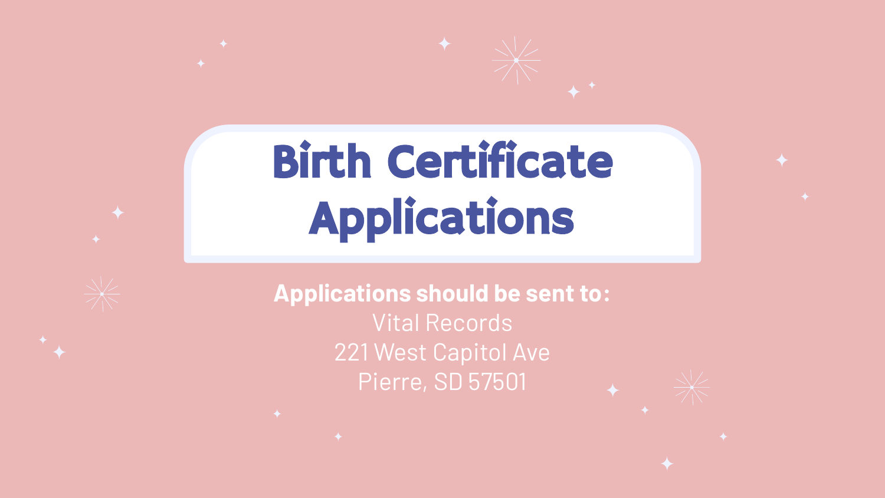# Birth Certificate Applications

**Applications should be sent to:**

Vital Records
221 West Capitol Ave
Pierre, SD 57501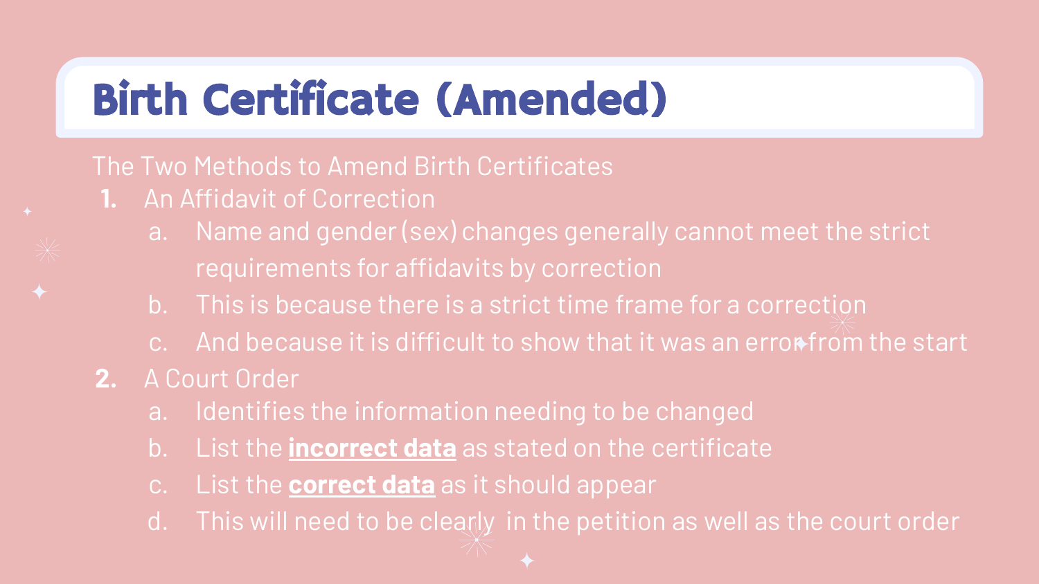# Birth Certificate (Amended)

The Two Methods to Amend Birth Certificates

1. An Affidavit of Correction
   a. Name and gender (sex) changes generally cannot meet the strict requirements for affidavits by correction
   b. This is because there is a strict time frame for a correction
   c. And because it is difficult to show that it was an error from the start
2. A Court Order
   a. Identifies the information needing to be changed
   b. List the **incorrect data** as stated on the certificate
   c. List the **correct data** as it should appear
   d. This will need to be clearly  in the petition as well as the court order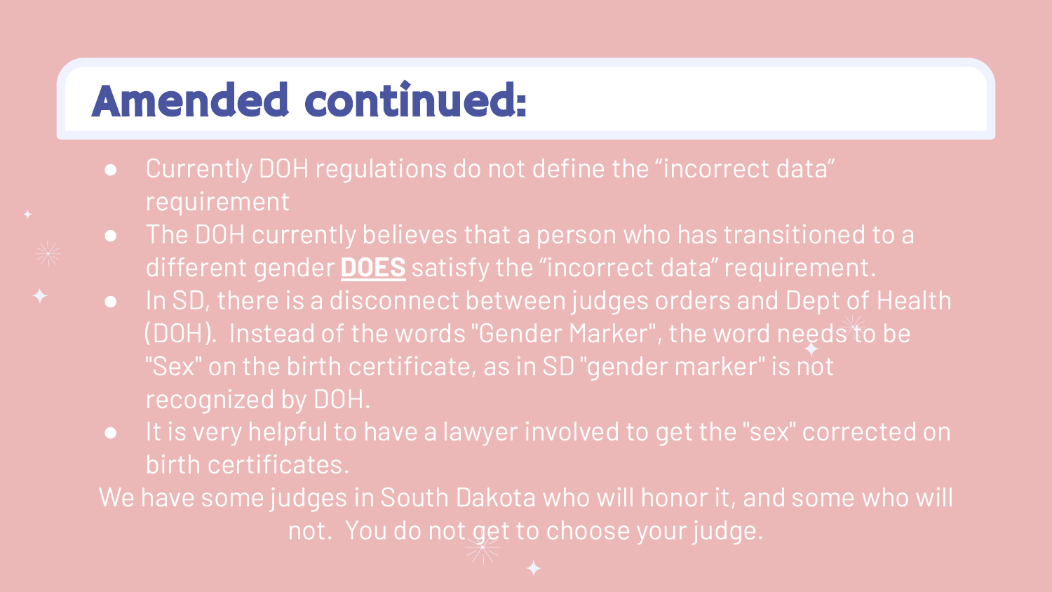# Amended continued:

- Currently DOH regulations do not define the “incorrect data” requirement
- The DOH currently believes that a person who has transitioned to a different gender **DOES** satisfy the “incorrect data” requirement.
- In SD, there is a disconnect between judges orders and Dept of Health (DOH). Instead of the words "Gender Marker", the word needs to be "Sex" on the birth certificate, as in SD "gender marker" is not recognized by DOH.
- It is very helpful to have a lawyer involved to get the "sex" corrected on birth certificates.

We have some judges in South Dakota who will honor it, and some who will not. You do not get to choose your judge.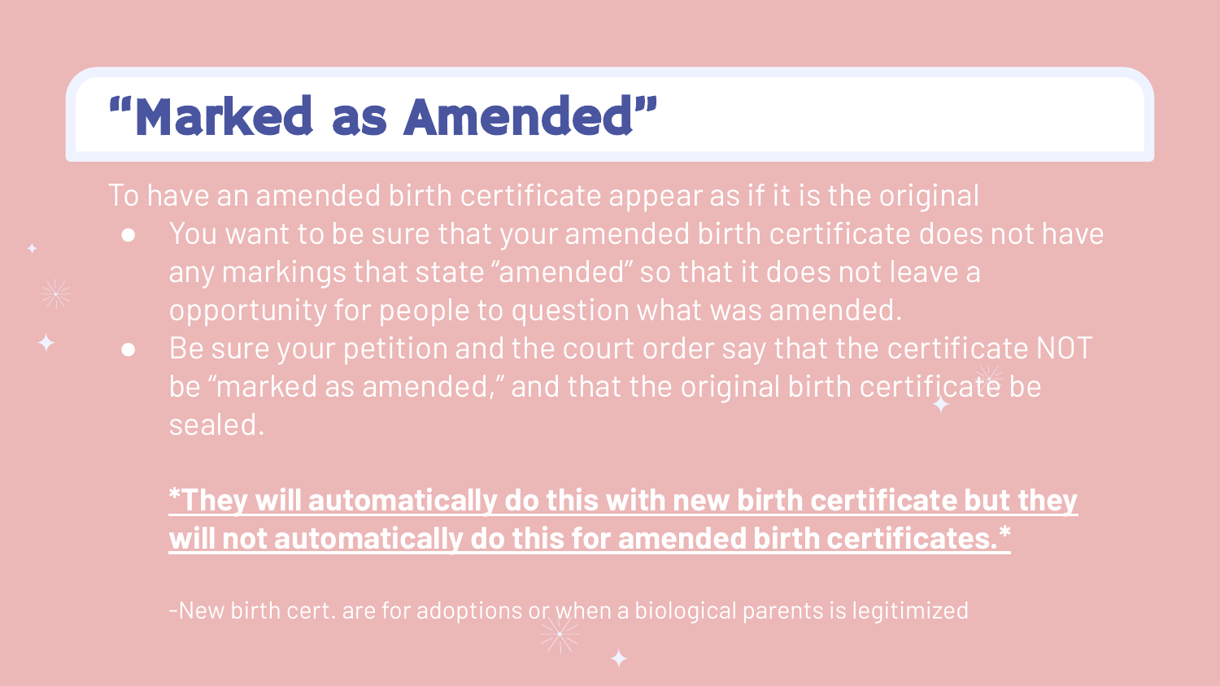# "Marked as Amended"

To have an amended birth certificate appear as if it is the original

- You want to be sure that your amended birth certificate does not have any markings that state "amended" so that it does not leave a opportunity for people to question what was amended.
- Be sure your petition and the court order say that the certificate NOT be "marked as amended," and that the original birth certificate be sealed.

  ***They will automatically do this with new birth certificate but they will not automatically do this for amended birth certificates.***

  -New birth cert. are for adoptions or when a biological parents is legitimized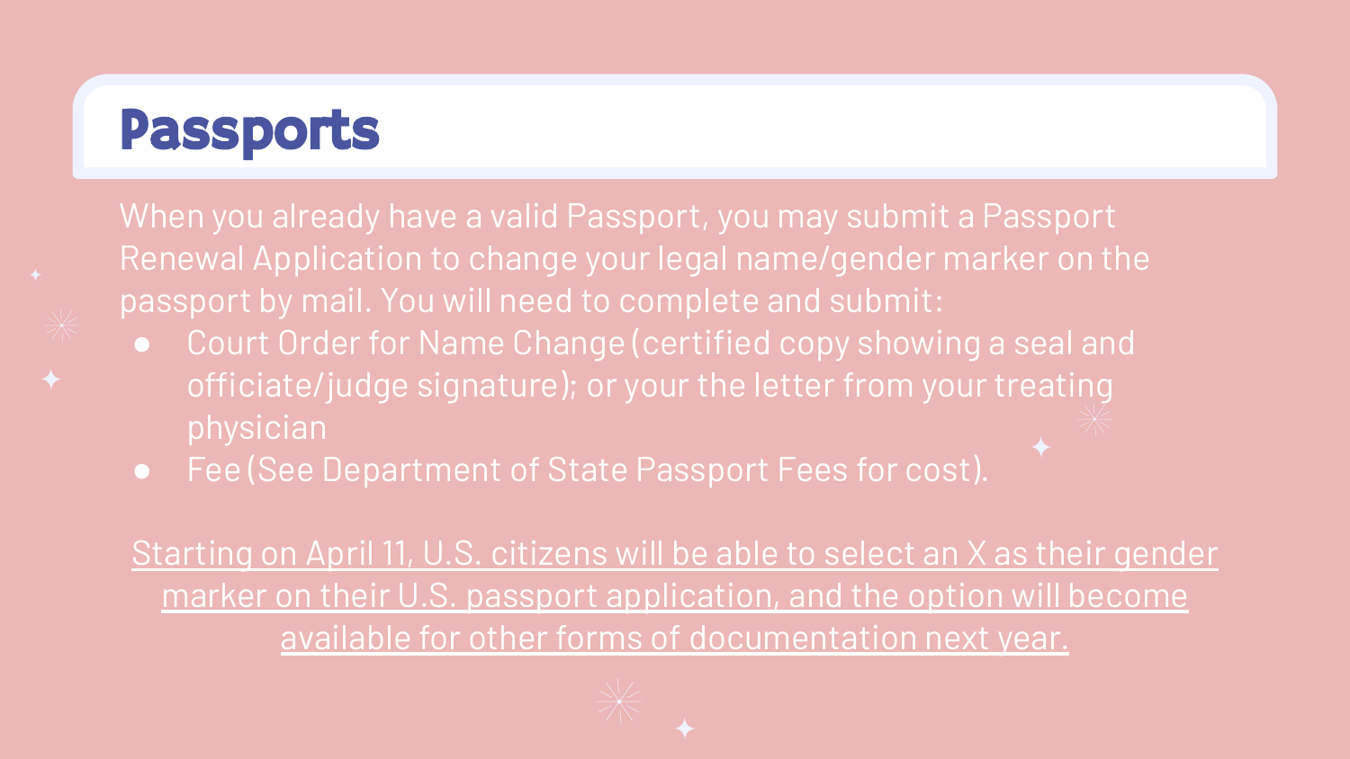# Passports

When you already have a valid Passport, you may submit a Passport Renewal Application to change your legal name/gender marker on the passport by mail. You will need to complete and submit:

- Court Order for Name Change (certified copy showing a seal and officiate/judge signature); or your the letter from your treating physician
- Fee (See Department of State Passport Fees for cost).

Starting on April 11, U.S. citizens will be able to select an X as their gender marker on their U.S. passport application, and the option will become available for other forms of documentation next year.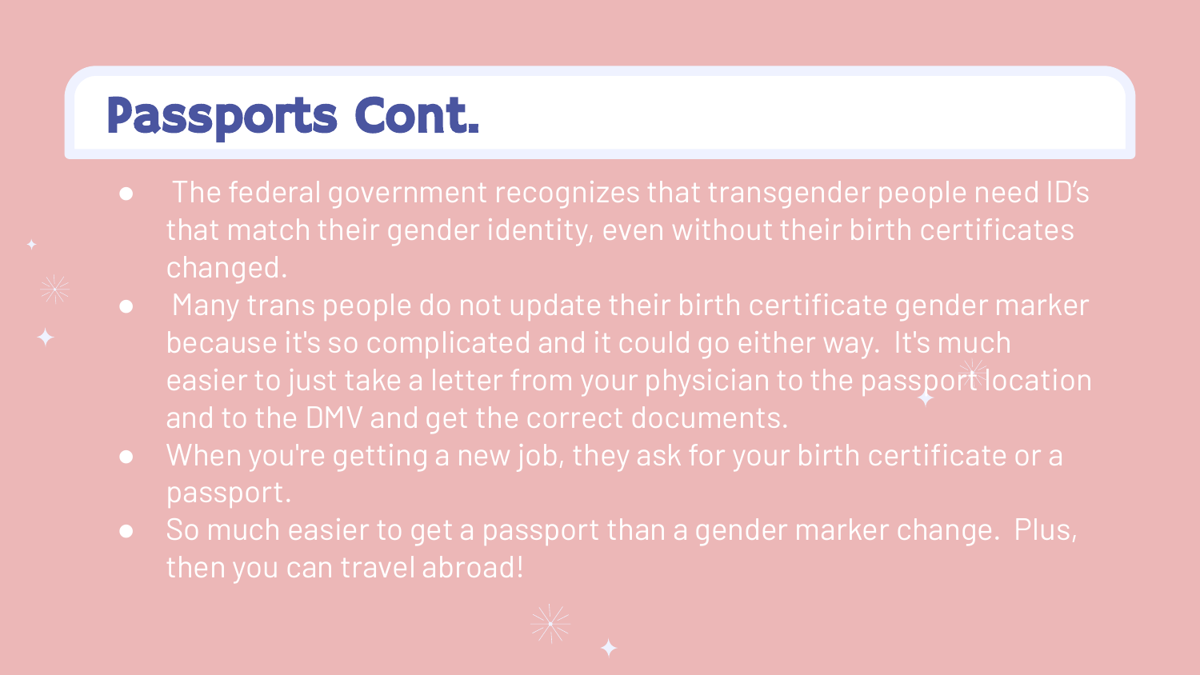# Passports Cont.

- The federal government recognizes that transgender people need ID's that match their gender identity, even without their birth certificates changed.
- Many trans people do not update their birth certificate gender marker because it's so complicated and it could go either way. It's much easier to just take a letter from your physician to the passport location and to the DMV and get the correct documents.
- When you're getting a new job, they ask for your birth certificate or a passport.
- So much easier to get a passport than a gender marker change. Plus, then you can travel abroad!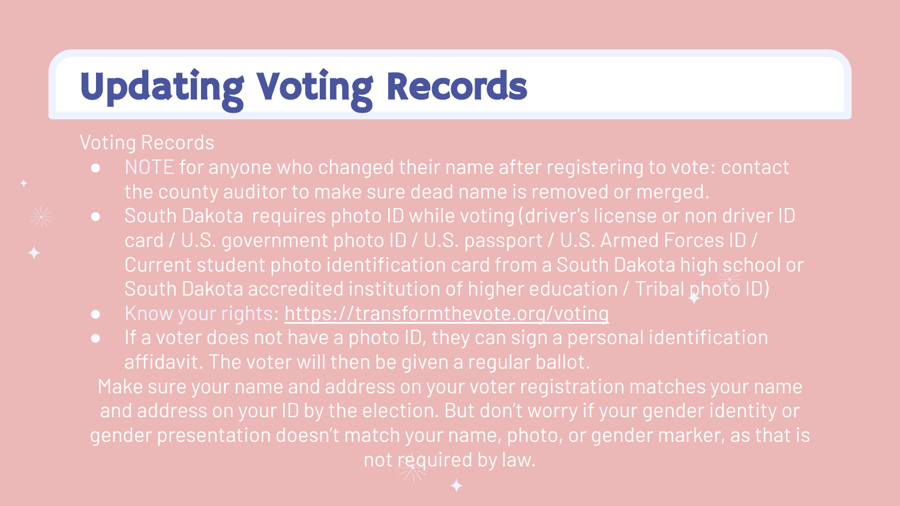# Updating Voting Records

Voting Records

- NOTE for anyone who changed their name after registering to vote: contact the county auditor to make sure dead name is removed or merged.
- South Dakota requires photo ID while voting (driver's license or non driver ID card / U.S. government photo ID / U.S. passport / U.S. Armed Forces ID / Current student photo identification card from a South Dakota high school or South Dakota accredited institution of higher education / Tribal photo ID)
- Know your rights: [https://transformthevote.org/voting](https://transformthevote.org/voting)
- If a voter does not have a photo ID, they can sign a personal identification affidavit. The voter will then be given a regular ballot.

Make sure your name and address on your voter registration matches your name and address on your ID by the election. But don't worry if your gender identity or gender presentation doesn't match your name, photo, or gender marker, as that is not required by law.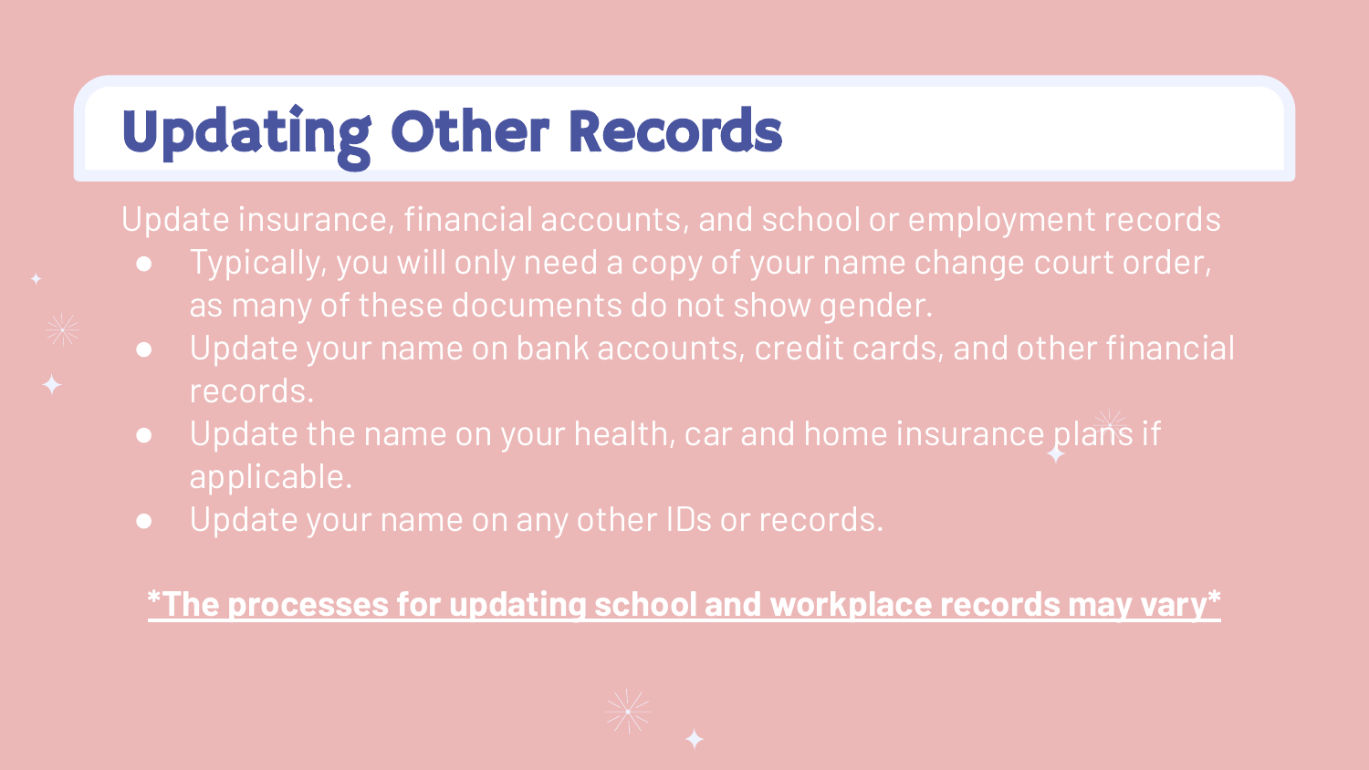# Updating Other Records

Update insurance, financial accounts, and school or employment records

- Typically, you will only need a copy of your name change court order, as many of these documents do not show gender.
- Update your name on bank accounts, credit cards, and other financial records.
- Update the name on your health, car and home insurance plans if applicable.
- Update your name on any other IDs or records.

**<u>*The processes for updating school and workplace records may vary*</u>**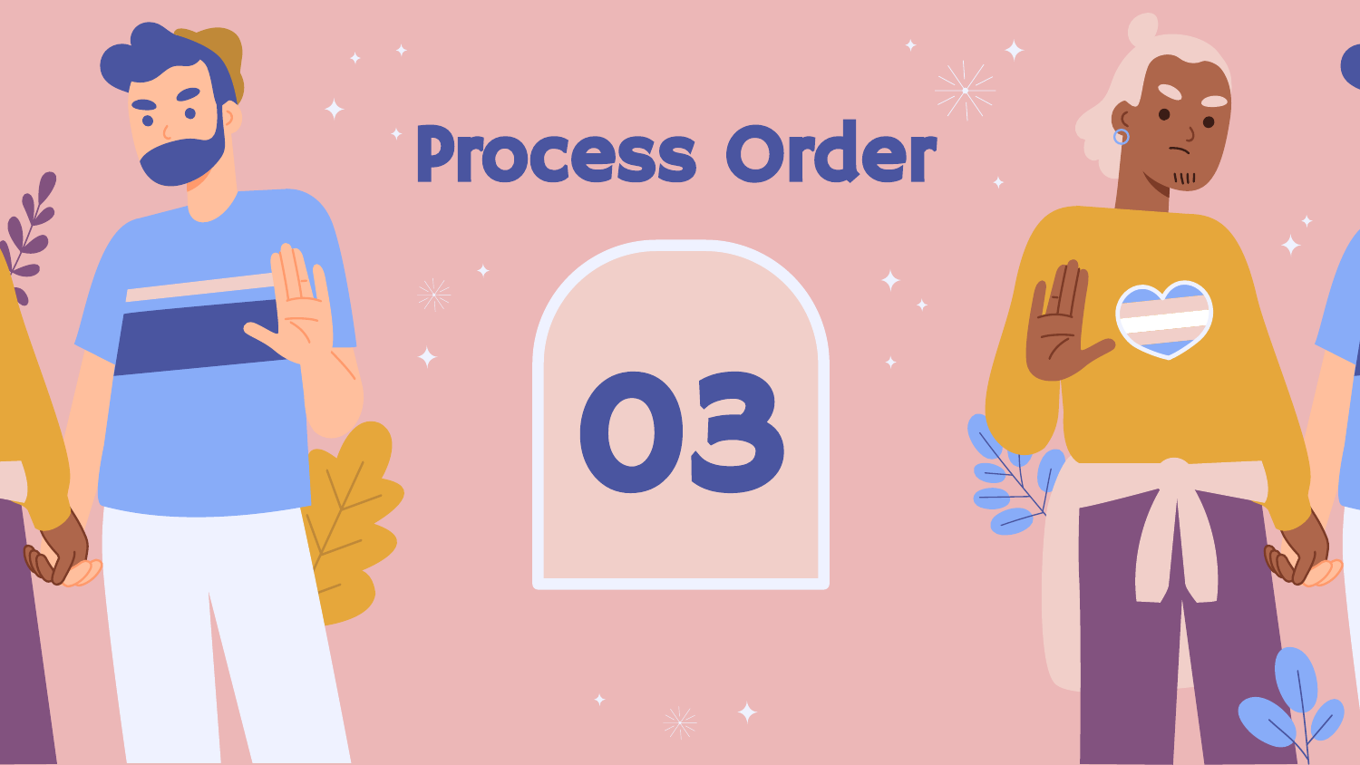# Process Order

03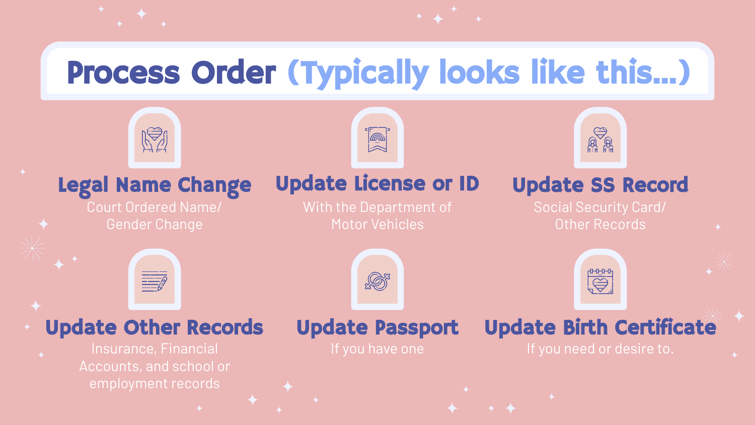# Process Order (Typically looks like this...)

### Legal Name Change
Court Ordered Name/ Gender Change

### Update License or ID
With the Department of Motor Vehicles

### Update SS Record
Social Security Card/ Other Records

### Update Other Records
Insurance, Financial Accounts, and school or employment records

### Update Passport
If you have one

### Update Birth Certificate
If you need or desire to.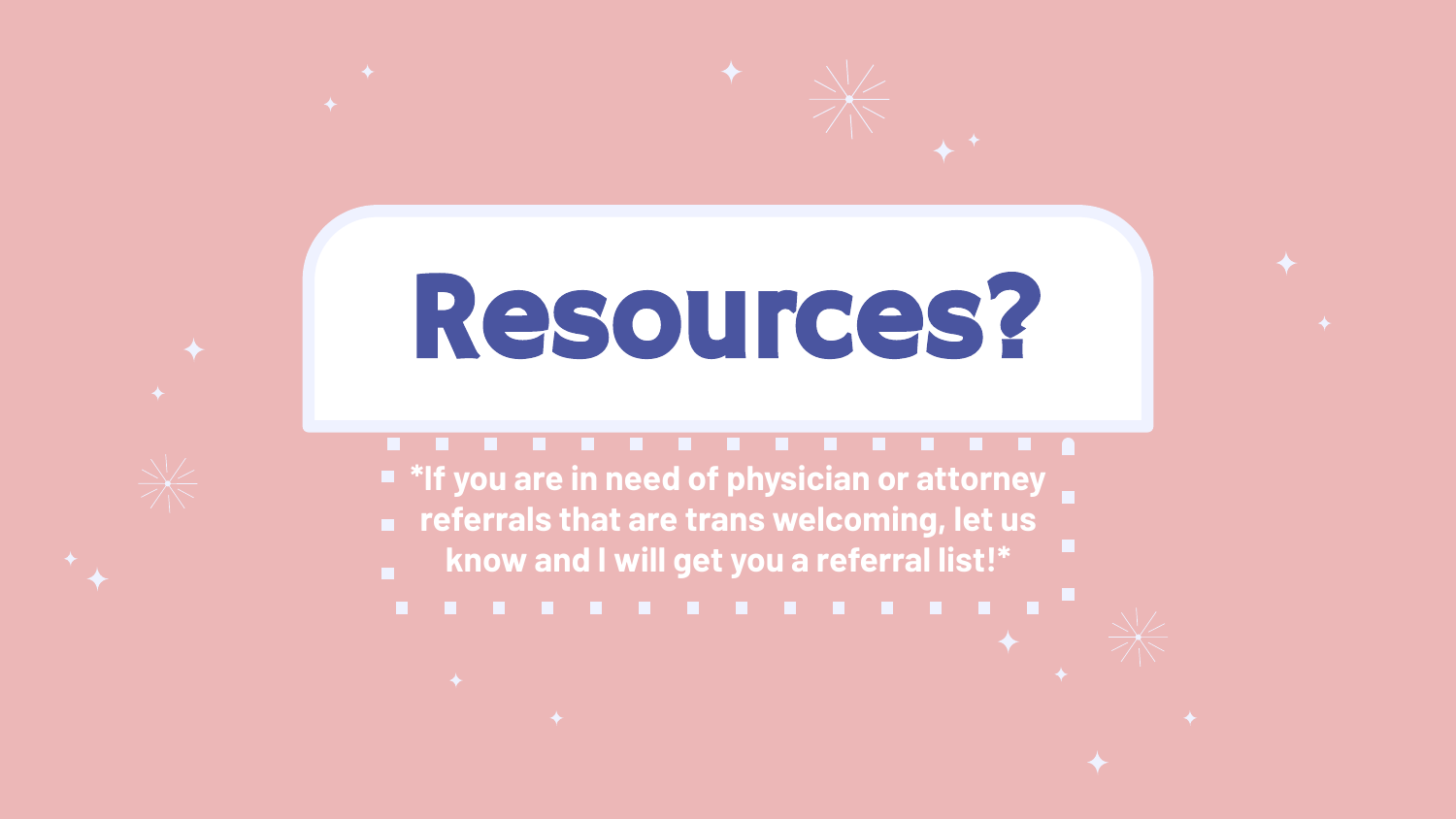# Resources?

*If you are in need of physician or attorney referrals that are trans welcoming, let us know and I will get you a referral list!*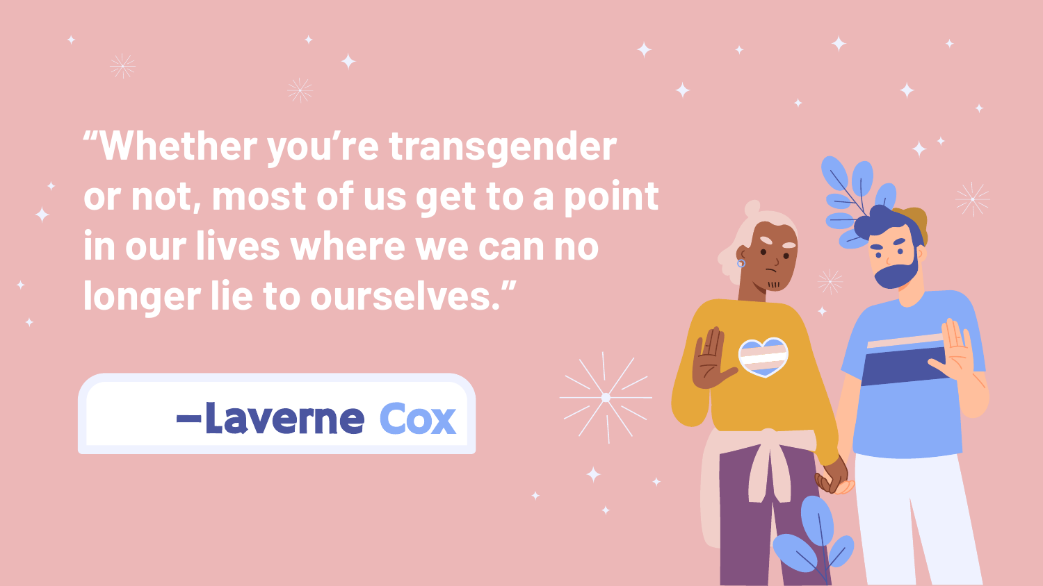"Whether you're transgender or not, most of us get to a point in our lives where we can no longer lie to ourselves."

—Laverne Cox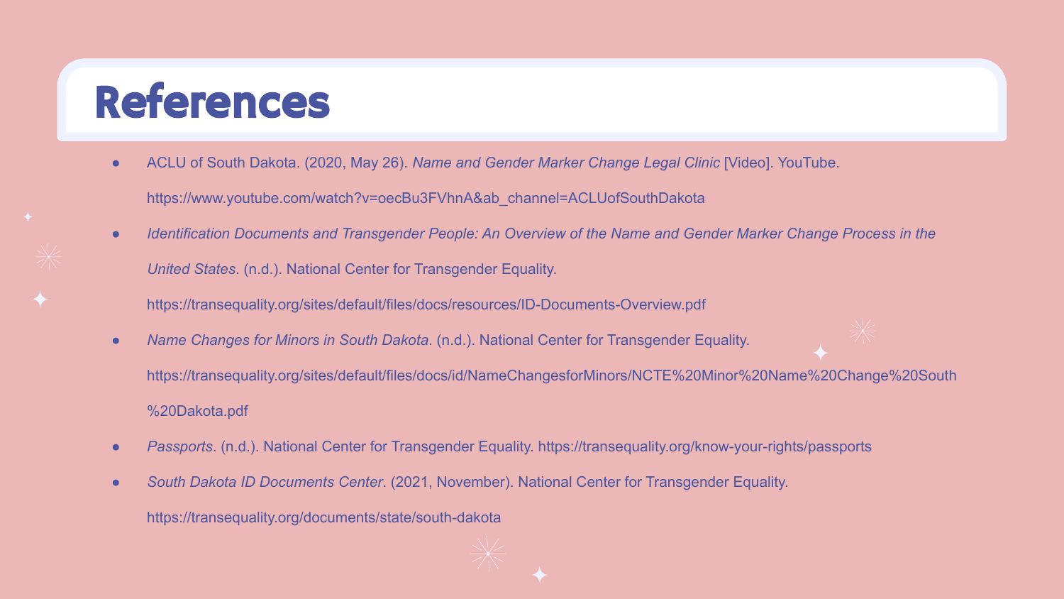# References

- ACLU of South Dakota. (2020, May 26). *Name and Gender Marker Change Legal Clinic* [Video]. YouTube. https://www.youtube.com/watch?v=oecBu3FVhnA&ab_channel=ACLUofSouthDakota
- *Identification Documents and Transgender People: An Overview of the Name and Gender Marker Change Process in the United States*. (n.d.). National Center for Transgender Equality. https://transequality.org/sites/default/files/docs/resources/ID-Documents-Overview.pdf
- *Name Changes for Minors in South Dakota*. (n.d.). National Center for Transgender Equality. https://transequality.org/sites/default/files/docs/id/NameChangesforMinors/NCTE%20Minor%20Name%20Change%20South%20Dakota.pdf
- *Passports*. (n.d.). National Center for Transgender Equality. https://transequality.org/know-your-rights/passports
- *South Dakota ID Documents Center*. (2021, November). National Center for Transgender Equality. https://transequality.org/documents/state/south-dakota